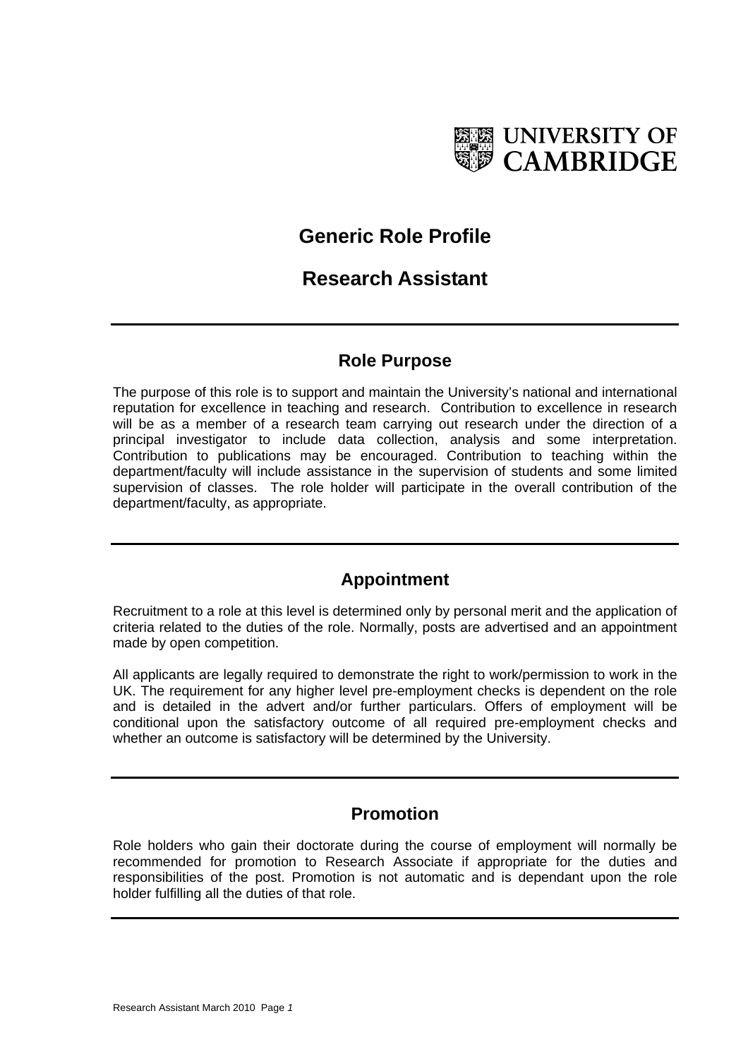UNIVERSITY OF CAMBRIDGE

# Generic Role Profile

# Research Assistant

---

## Role Purpose

The purpose of this role is to support and maintain the University's national and international reputation for excellence in teaching and research. Contribution to excellence in research will be as a member of a research team carrying out research under the direction of a principal investigator to include data collection, analysis and some interpretation. Contribution to publications may be encouraged. Contribution to teaching within the department/faculty will include assistance in the supervision of students and some limited supervision of classes. The role holder will participate in the overall contribution of the department/faculty, as appropriate.

---

## Appointment

Recruitment to a role at this level is determined only by personal merit and the application of criteria related to the duties of the role. Normally, posts are advertised and an appointment made by open competition.

All applicants are legally required to demonstrate the right to work/permission to work in the UK. The requirement for any higher level pre-employment checks is dependent on the role and is detailed in the advert and/or further particulars. Offers of employment will be conditional upon the satisfactory outcome of all required pre-employment checks and whether an outcome is satisfactory will be determined by the University.

---

## Promotion

Role holders who gain their doctorate during the course of employment will normally be recommended for promotion to Research Associate if appropriate for the duties and responsibilities of the post. Promotion is not automatic and is dependant upon the role holder fulfilling all the duties of that role.

---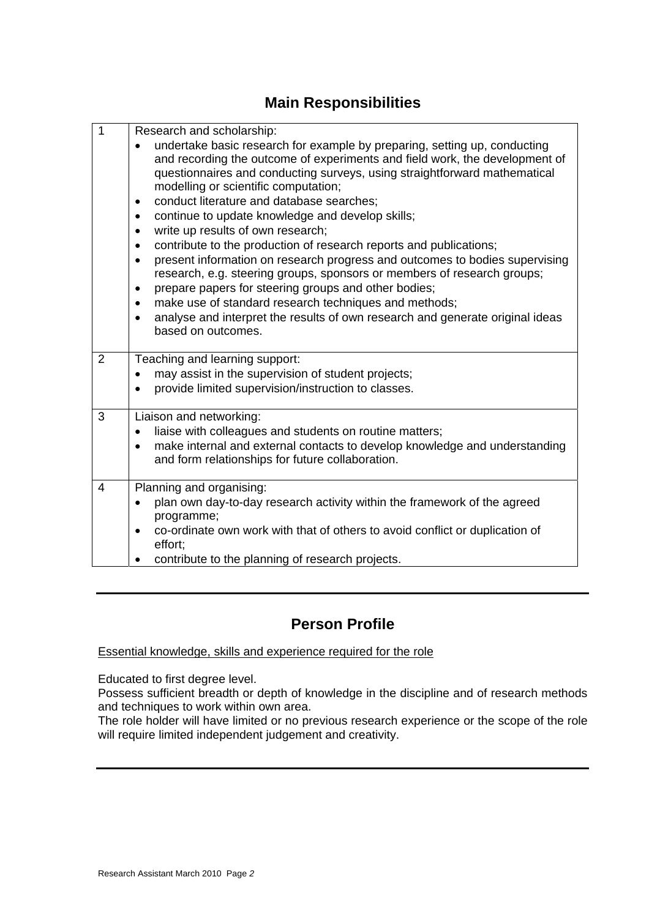## Main Responsibilities

| | |
|---|---|
| 1 | Research and scholarship:<br>• undertake basic research for example by preparing, setting up, conducting and recording the outcome of experiments and field work, the development of questionnaires and conducting surveys, using straightforward mathematical modelling or scientific computation;<br>• conduct literature and database searches;<br>• continue to update knowledge and develop skills;<br>• write up results of own research;<br>• contribute to the production of research reports and publications;<br>• present information on research progress and outcomes to bodies supervising research, e.g. steering groups, sponsors or members of research groups;<br>• prepare papers for steering groups and other bodies;<br>• make use of standard research techniques and methods;<br>• analyse and interpret the results of own research and generate original ideas based on outcomes. |
| 2 | Teaching and learning support:<br>• may assist in the supervision of student projects;<br>• provide limited supervision/instruction to classes. |
| 3 | Liaison and networking:<br>• liaise with colleagues and students on routine matters;<br>• make internal and external contacts to develop knowledge and understanding and form relationships for future collaboration. |
| 4 | Planning and organising:<br>• plan own day-to-day research activity within the framework of the agreed programme;<br>• co-ordinate own work with that of others to avoid conflict or duplication of effort;<br>• contribute to the planning of research projects. |

---

## Person Profile

Essential knowledge, skills and experience required for the role

Educated to first degree level.
Possess sufficient breadth or depth of knowledge in the discipline and of research methods and techniques to work within own area.
The role holder will have limited or no previous research experience or the scope of the role will require limited independent judgement and creativity.

---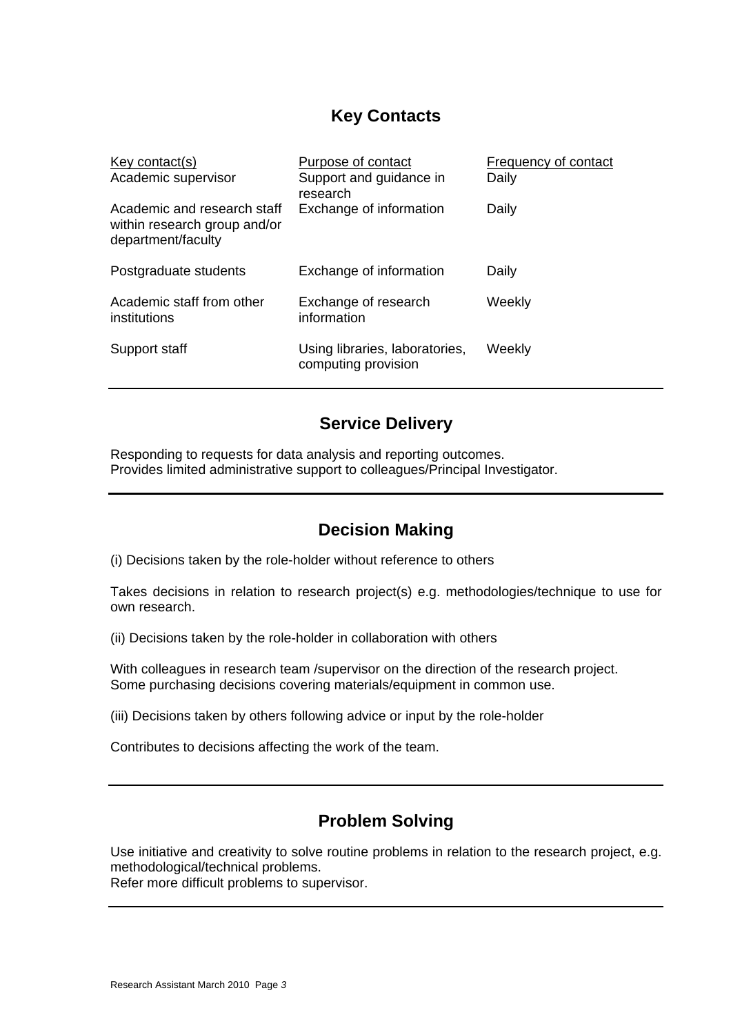## Key Contacts

| Key contact(s) | Purpose of contact | Frequency of contact |
|---|---|---|
| Academic supervisor | Support and guidance in research | Daily |
| Academic and research staff within research group and/or department/faculty | Exchange of information | Daily |
| Postgraduate students | Exchange of information | Daily |
| Academic staff from other institutions | Exchange of research information | Weekly |
| Support staff | Using libraries, laboratories, computing provision | Weekly |

---

## Service Delivery

Responding to requests for data analysis and reporting outcomes.
Provides limited administrative support to colleagues/Principal Investigator.

---

## Decision Making

(i) Decisions taken by the role-holder without reference to others

Takes decisions in relation to research project(s) e.g. methodologies/technique to use for own research.

(ii) Decisions taken by the role-holder in collaboration with others

With colleagues in research team /supervisor on the direction of the research project.
Some purchasing decisions covering materials/equipment in common use.

(iii) Decisions taken by others following advice or input by the role-holder

Contributes to decisions affecting the work of the team.

---

## Problem Solving

Use initiative and creativity to solve routine problems in relation to the research project, e.g. methodological/technical problems.
Refer more difficult problems to supervisor.

---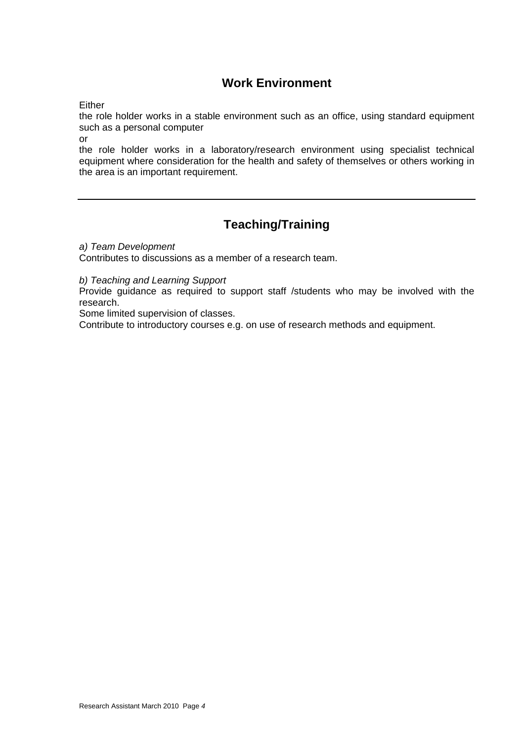## Work Environment

Either
the role holder works in a stable environment such as an office, using standard equipment such as a personal computer
or
the role holder works in a laboratory/research environment using specialist technical equipment where consideration for the health and safety of themselves or others working in the area is an important requirement.

---

## Teaching/Training

*a) Team Development*
Contributes to discussions as a member of a research team.

*b) Teaching and Learning Support*
Provide guidance as required to support staff /students who may be involved with the research.
Some limited supervision of classes.
Contribute to introductory courses e.g. on use of research methods and equipment.